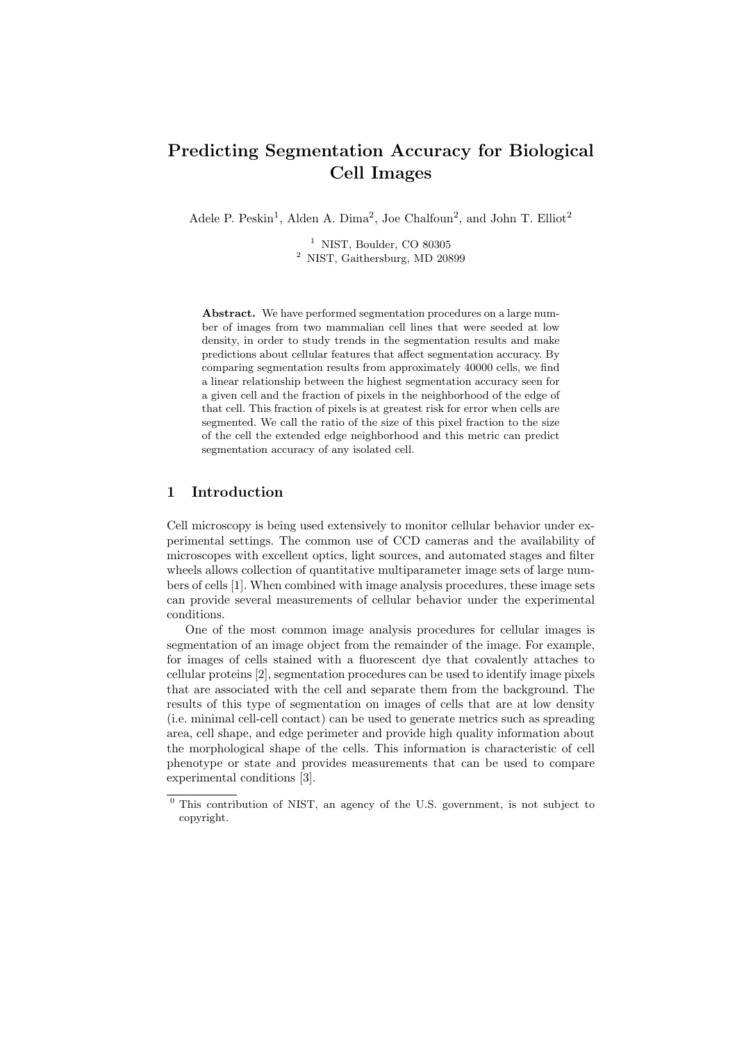# Predicting Segmentation Accuracy for Biological Cell Images

Adele P. Peskin[1], Alden A. Dima[2], Joe Chalfoun[2], and John T. Elliot[2]

[1] NIST, Boulder, CO 80305
[2] NIST, Gaithersburg, MD 20899

**Abstract.** We have performed segmentation procedures on a large number of images from two mammalian cell lines that were seeded at low density, in order to study trends in the segmentation results and make predictions about cellular features that affect segmentation accuracy. By comparing segmentation results from approximately 40000 cells, we find a linear relationship between the highest segmentation accuracy seen for a given cell and the fraction of pixels in the neighborhood of the edge of that cell. This fraction of pixels is at greatest risk for error when cells are segmented. We call the ratio of the size of this pixel fraction to the size of the cell the extended edge neighborhood and this metric can predict segmentation accuracy of any isolated cell.

## 1 Introduction

Cell microscopy is being used extensively to monitor cellular behavior under experimental settings. The common use of CCD cameras and the availability of microscopes with excellent optics, light sources, and automated stages and filter wheels allows collection of quantitative multiparameter image sets of large numbers of cells [1]. When combined with image analysis procedures, these image sets can provide several measurements of cellular behavior under the experimental conditions.

One of the most common image analysis procedures for cellular images is segmentation of an image object from the remainder of the image. For example, for images of cells stained with a fluorescent dye that covalently attaches to cellular proteins [2], segmentation procedures can be used to identify image pixels that are associated with the cell and separate them from the background. The results of this type of segmentation on images of cells that are at low density (i.e. minimal cell-cell contact) can be used to generate metrics such as spreading area, cell shape, and edge perimeter and provide high quality information about the morphological shape of the cells. This information is characteristic of cell phenotype or state and provides measurements that can be used to compare experimental conditions [3].

[0] This contribution of NIST, an agency of the U.S. government, is not subject to copyright.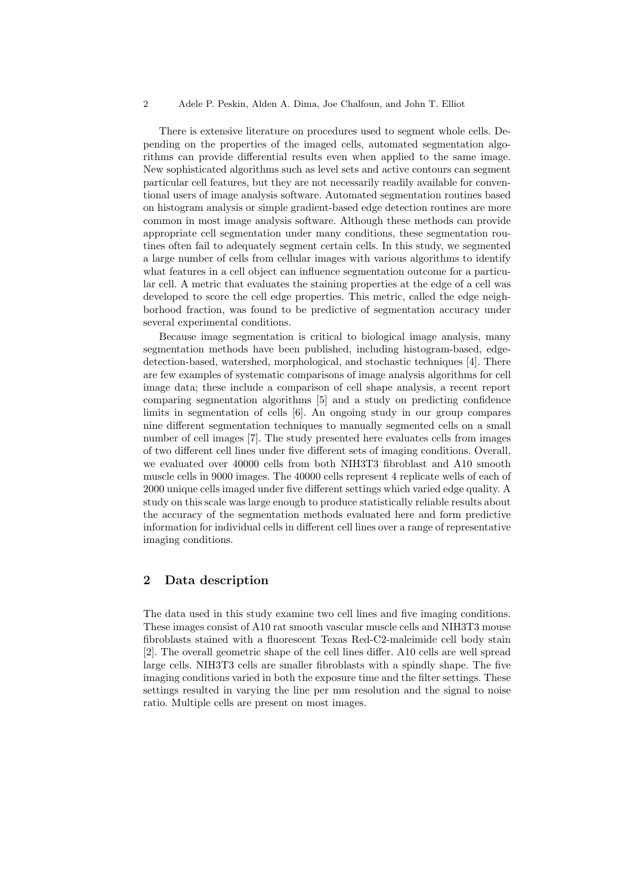There is extensive literature on procedures used to segment whole cells. Depending on the properties of the imaged cells, automated segmentation algorithms can provide differential results even when applied to the same image. New sophisticated algorithms such as level sets and active contours can segment particular cell features, but they are not necessarily readily available for conventional users of image analysis software. Automated segmentation routines based on histogram analysis or simple gradient-based edge detection routines are more common in most image analysis software. Although these methods can provide appropriate cell segmentation under many conditions, these segmentation routines often fail to adequately segment certain cells. In this study, we segmented a large number of cells from cellular images with various algorithms to identify what features in a cell object can influence segmentation outcome for a particular cell. A metric that evaluates the staining properties at the edge of a cell was developed to score the cell edge properties. This metric, called the edge neighborhood fraction, was found to be predictive of segmentation accuracy under several experimental conditions.

Because image segmentation is critical to biological image analysis, many segmentation methods have been published, including histogram-based, edge-detection-based, watershed, morphological, and stochastic techniques [4]. There are few examples of systematic comparisons of image analysis algorithms for cell image data; these include a comparison of cell shape analysis, a recent report comparing segmentation algorithms [5] and a study on predicting confidence limits in segmentation of cells [6]. An ongoing study in our group compares nine different segmentation techniques to manually segmented cells on a small number of cell images [7]. The study presented here evaluates cells from images of two different cell lines under five different sets of imaging conditions. Overall, we evaluated over 40000 cells from both NIH3T3 fibroblast and A10 smooth muscle cells in 9000 images. The 40000 cells represent 4 replicate wells of each of 2000 unique cells imaged under five different settings which varied edge quality. A study on this scale was large enough to produce statistically reliable results about the accuracy of the segmentation methods evaluated here and form predictive information for individual cells in different cell lines over a range of representative imaging conditions.

## 2 Data description

The data used in this study examine two cell lines and five imaging conditions. These images consist of A10 rat smooth vascular muscle cells and NIH3T3 mouse fibroblasts stained with a fluorescent Texas Red-C2-maleimide cell body stain [2]. The overall geometric shape of the cell lines differ. A10 cells are well spread large cells. NIH3T3 cells are smaller fibroblasts with a spindly shape. The five imaging conditions varied in both the exposure time and the filter settings. These settings resulted in varying the line per mm resolution and the signal to noise ratio. Multiple cells are present on most images.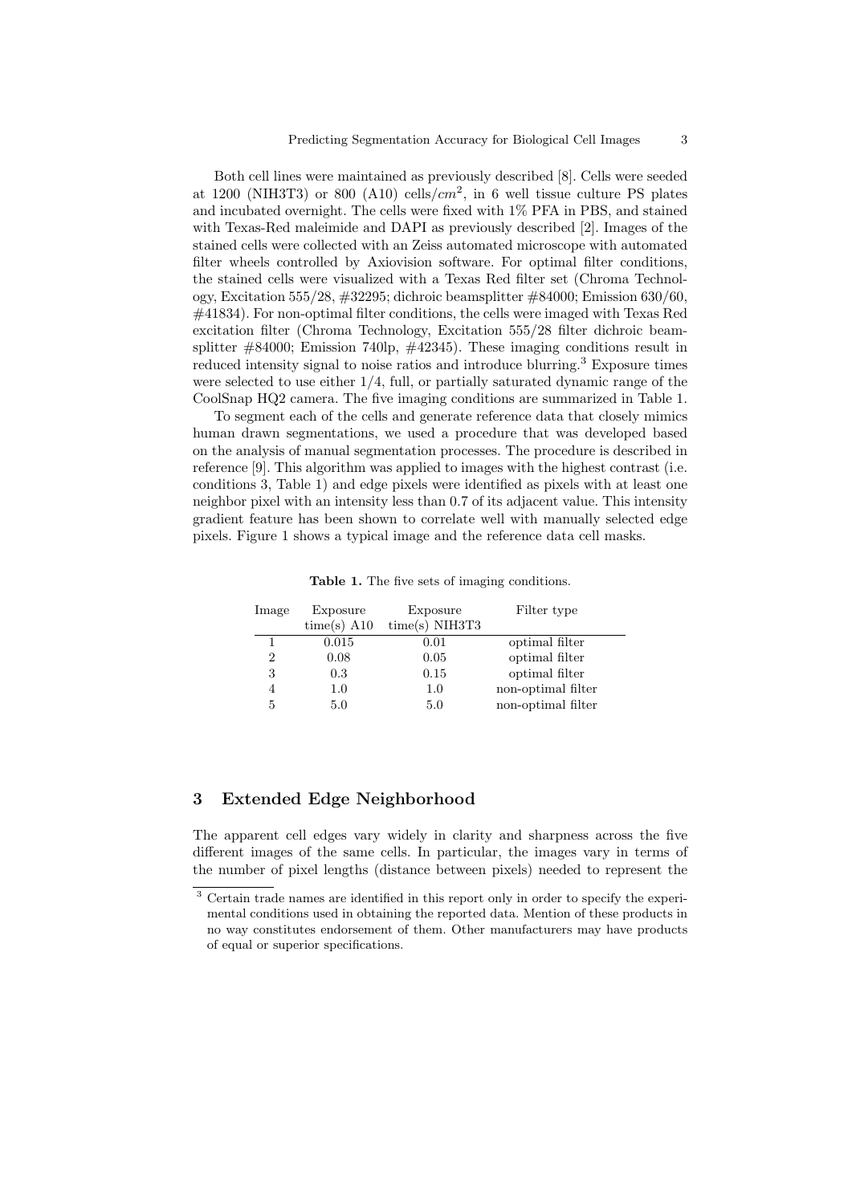Both cell lines were maintained as previously described [8]. Cells were seeded at 1200 (NIH3T3) or 800 (A10) cells/$cm^2$, in 6 well tissue culture PS plates and incubated overnight. The cells were fixed with 1% PFA in PBS, and stained with Texas-Red maleimide and DAPI as previously described [2]. Images of the stained cells were collected with an Zeiss automated microscope with automated filter wheels controlled by Axiovision software. For optimal filter conditions, the stained cells were visualized with a Texas Red filter set (Chroma Technology, Excitation 555/28, #32295; dichroic beamsplitter #84000; Emission 630/60, #41834). For non-optimal filter conditions, the cells were imaged with Texas Red excitation filter (Chroma Technology, Excitation 555/28 filter dichroic beamsplitter #84000; Emission 740lp, #42345). These imaging conditions result in reduced intensity signal to noise ratios and introduce blurring.[3] Exposure times were selected to use either 1/4, full, or partially saturated dynamic range of the CoolSnap HQ2 camera. The five imaging conditions are summarized in Table 1.

To segment each of the cells and generate reference data that closely mimics human drawn segmentations, we used a procedure that was developed based on the analysis of manual segmentation processes. The procedure is described in reference [9]. This algorithm was applied to images with the highest contrast (i.e. conditions 3, Table 1) and edge pixels were identified as pixels with at least one neighbor pixel with an intensity less than 0.7 of its adjacent value. This intensity gradient feature has been shown to correlate well with manually selected edge pixels. Figure 1 shows a typical image and the reference data cell masks.

**Table 1.** The five sets of imaging conditions.

| Image | Exposure time(s) A10 | Exposure time(s) NIH3T3 | Filter type |
|---|---|---|---|
| 1 | 0.015 | 0.01 | optimal filter |
| 2 | 0.08 | 0.05 | optimal filter |
| 3 | 0.3 | 0.15 | optimal filter |
| 4 | 1.0 | 1.0 | non-optimal filter |
| 5 | 5.0 | 5.0 | non-optimal filter |

## 3 Extended Edge Neighborhood

The apparent cell edges vary widely in clarity and sharpness across the five different images of the same cells. In particular, the images vary in terms of the number of pixel lengths (distance between pixels) needed to represent the

[3] Certain trade names are identified in this report only in order to specify the experimental conditions used in obtaining the reported data. Mention of these products in no way constitutes endorsement of them. Other manufacturers may have products of equal or superior specifications.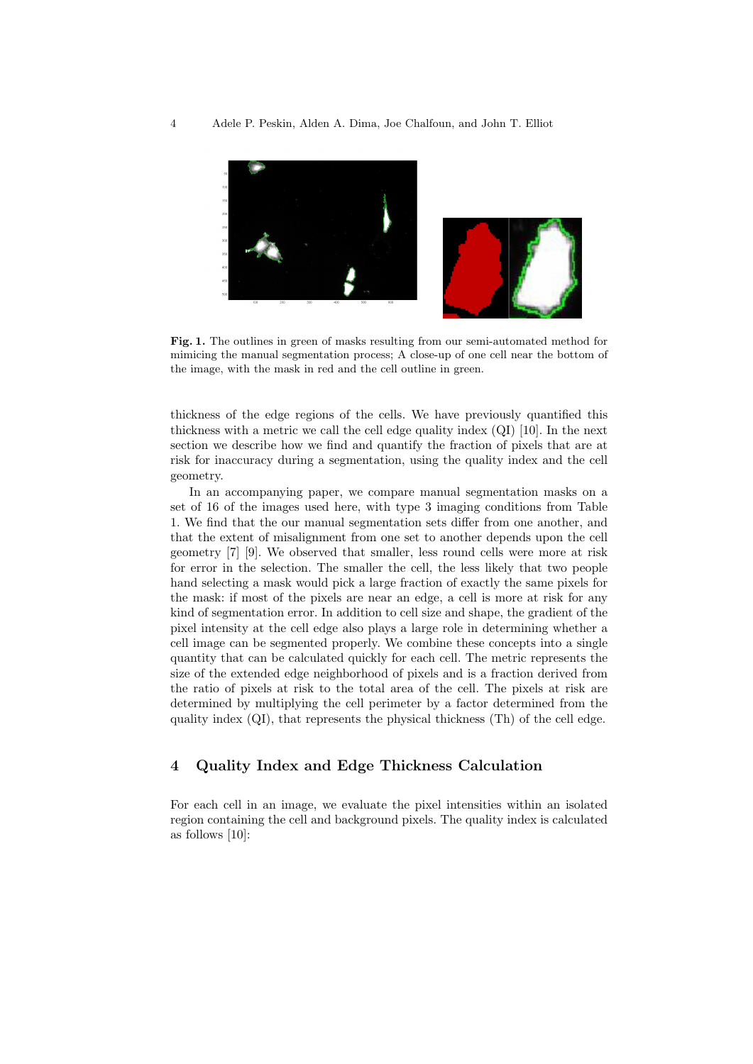**Fig. 1.** The outlines in green of masks resulting from our semi-automated method for mimicing the manual segmentation process; A close-up of one cell near the bottom of the image, with the mask in red and the cell outline in green.

thickness of the edge regions of the cells. We have previously quantified this thickness with a metric we call the cell edge quality index (QI) [10]. In the next section we describe how we find and quantify the fraction of pixels that are at risk for inaccuracy during a segmentation, using the quality index and the cell geometry.

In an accompanying paper, we compare manual segmentation masks on a set of 16 of the images used here, with type 3 imaging conditions from Table 1. We find that the our manual segmentation sets differ from one another, and that the extent of misalignment from one set to another depends upon the cell geometry [7] [9]. We observed that smaller, less round cells were more at risk for error in the selection. The smaller the cell, the less likely that two people hand selecting a mask would pick a large fraction of exactly the same pixels for the mask: if most of the pixels are near an edge, a cell is more at risk for any kind of segmentation error. In addition to cell size and shape, the gradient of the pixel intensity at the cell edge also plays a large role in determining whether a cell image can be segmented properly. We combine these concepts into a single quantity that can be calculated quickly for each cell. The metric represents the size of the extended edge neighborhood of pixels and is a fraction derived from the ratio of pixels at risk to the total area of the cell. The pixels at risk are determined by multiplying the cell perimeter by a factor determined from the quality index (QI), that represents the physical thickness (Th) of the cell edge.

## 4 Quality Index and Edge Thickness Calculation

For each cell in an image, we evaluate the pixel intensities within an isolated region containing the cell and background pixels. The quality index is calculated as follows [10]: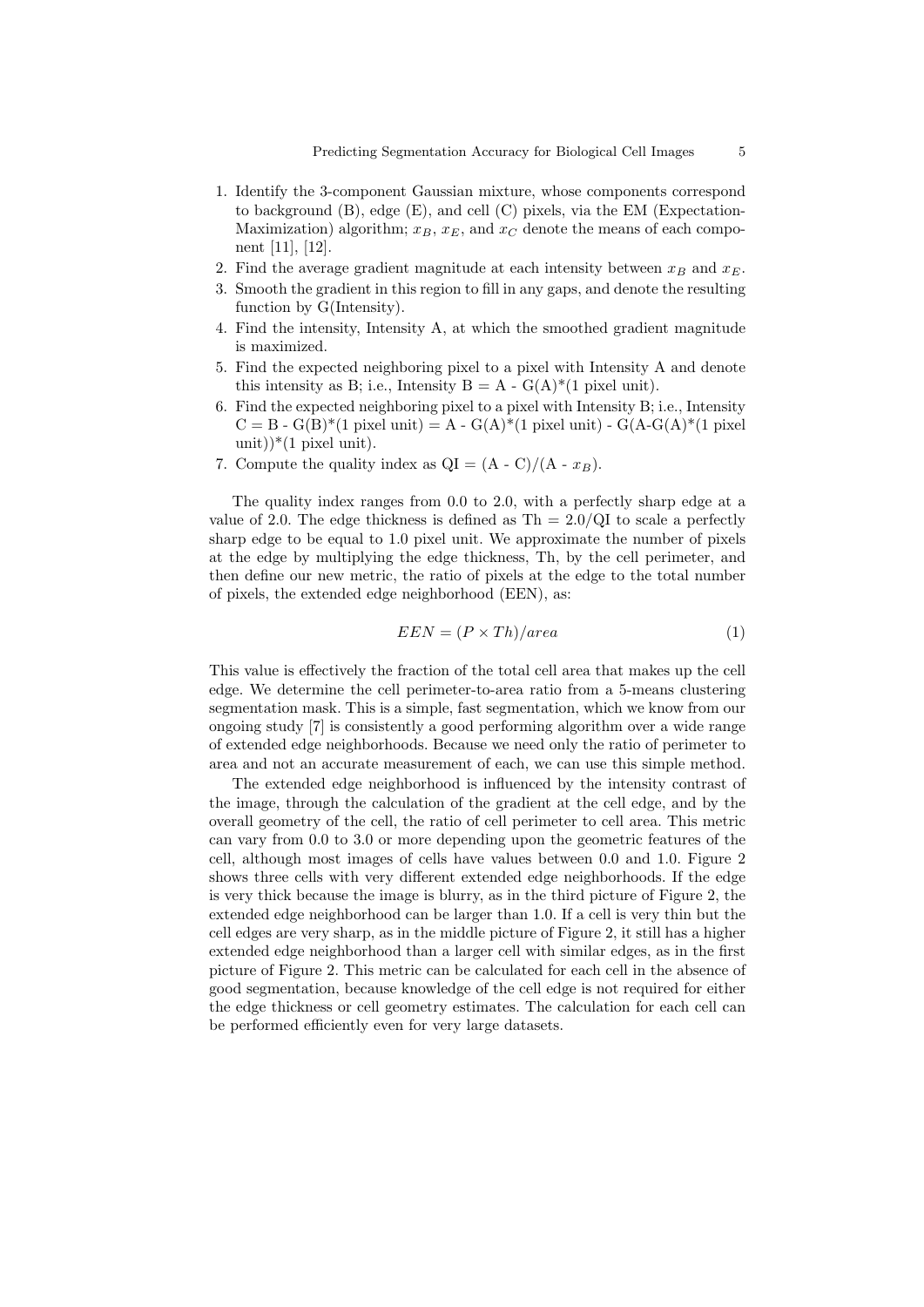1. Identify the 3-component Gaussian mixture, whose components correspond to background (B), edge (E), and cell (C) pixels, via the EM (Expectation-Maximization) algorithm; $x_B$, $x_E$, and $x_C$ denote the means of each component [11], [12].
2. Find the average gradient magnitude at each intensity between $x_B$ and $x_E$.
3. Smooth the gradient in this region to fill in any gaps, and denote the resulting function by G(Intensity).
4. Find the intensity, Intensity A, at which the smoothed gradient magnitude is maximized.
5. Find the expected neighboring pixel to a pixel with Intensity A and denote this intensity as B; i.e., Intensity B = A - G(A)*(1 pixel unit).
6. Find the expected neighboring pixel to a pixel with Intensity B; i.e., Intensity C = B - G(B)*(1 pixel unit) = A - G(A)*(1 pixel unit) - G(A-G(A)*(1 pixel unit))*(1 pixel unit).
7. Compute the quality index as QI = (A - C)/(A - $x_B$).

The quality index ranges from 0.0 to 2.0, with a perfectly sharp edge at a value of 2.0. The edge thickness is defined as Th = 2.0/QI to scale a perfectly sharp edge to be equal to 1.0 pixel unit. We approximate the number of pixels at the edge by multiplying the edge thickness, Th, by the cell perimeter, and then define our new metric, the ratio of pixels at the edge to the total number of pixels, the extended edge neighborhood (EEN), as:

$$EEN = (P \times Th)/area \tag{1}$$

This value is effectively the fraction of the total cell area that makes up the cell edge. We determine the cell perimeter-to-area ratio from a 5-means clustering segmentation mask. This is a simple, fast segmentation, which we know from our ongoing study [7] is consistently a good performing algorithm over a wide range of extended edge neighborhoods. Because we need only the ratio of perimeter to area and not an accurate measurement of each, we can use this simple method.

The extended edge neighborhood is influenced by the intensity contrast of the image, through the calculation of the gradient at the cell edge, and by the overall geometry of the cell, the ratio of cell perimeter to cell area. This metric can vary from 0.0 to 3.0 or more depending upon the geometric features of the cell, although most images of cells have values between 0.0 and 1.0. Figure 2 shows three cells with very different extended edge neighborhoods. If the edge is very thick because the image is blurry, as in the third picture of Figure 2, the extended edge neighborhood can be larger than 1.0. If a cell is very thin but the cell edges are very sharp, as in the middle picture of Figure 2, it still has a higher extended edge neighborhood than a larger cell with similar edges, as in the first picture of Figure 2. This metric can be calculated for each cell in the absence of good segmentation, because knowledge of the cell edge is not required for either the edge thickness or cell geometry estimates. The calculation for each cell can be performed efficiently even for very large datasets.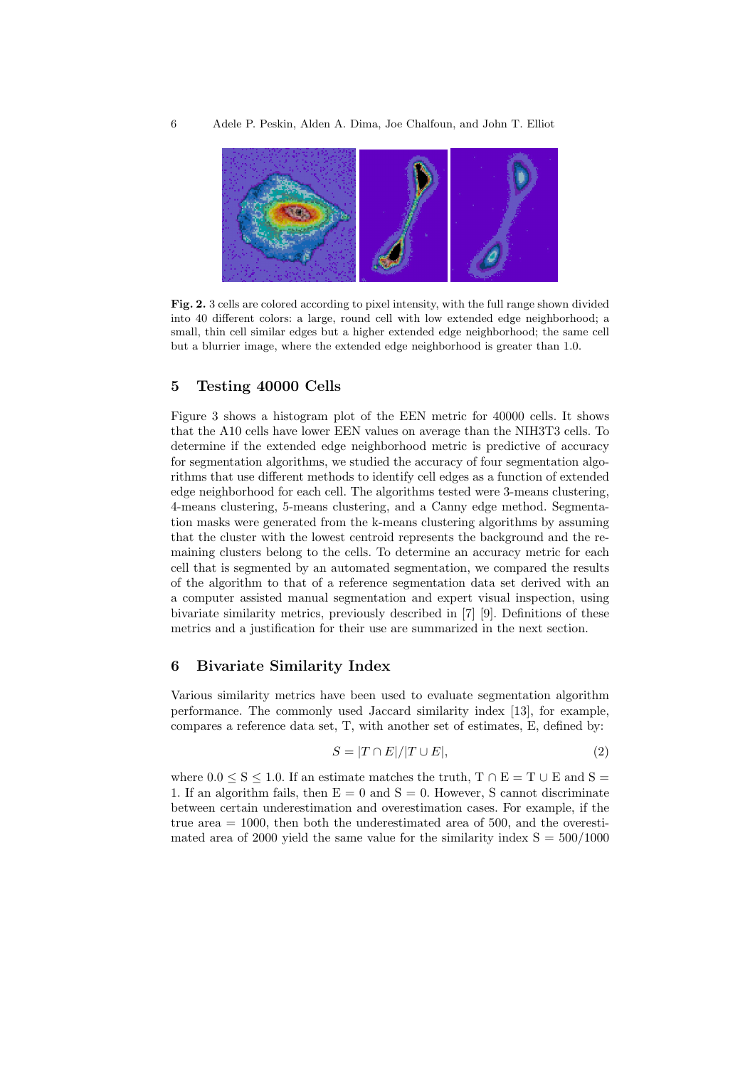**Fig. 2.** 3 cells are colored according to pixel intensity, with the full range shown divided into 40 different colors: a large, round cell with low extended edge neighborhood; a small, thin cell similar edges but a higher extended edge neighborhood; the same cell but a blurrier image, where the extended edge neighborhood is greater than 1.0.

## 5 Testing 40000 Cells

Figure 3 shows a histogram plot of the EEN metric for 40000 cells. It shows that the A10 cells have lower EEN values on average than the NIH3T3 cells. To determine if the extended edge neighborhood metric is predictive of accuracy for segmentation algorithms, we studied the accuracy of four segmentation algorithms that use different methods to identify cell edges as a function of extended edge neighborhood for each cell. The algorithms tested were 3-means clustering, 4-means clustering, 5-means clustering, and a Canny edge method. Segmentation masks were generated from the k-means clustering algorithms by assuming that the cluster with the lowest centroid represents the background and the remaining clusters belong to the cells. To determine an accuracy metric for each cell that is segmented by an automated segmentation, we compared the results of the algorithm to that of a reference segmentation data set derived with an a computer assisted manual segmentation and expert visual inspection, using bivariate similarity metrics, previously described in [7] [9]. Definitions of these metrics and a justification for their use are summarized in the next section.

## 6 Bivariate Similarity Index

Various similarity metrics have been used to evaluate segmentation algorithm performance. The commonly used Jaccard similarity index [13], for example, compares a reference data set, T, with another set of estimates, E, defined by:

$$S = |T \cap E|/|T \cup E|, \tag{2}$$

where $0.0 \leq S \leq 1.0$. If an estimate matches the truth, $T \cap E = T \cup E$ and $S = 1$. If an algorithm fails, then $E = 0$ and $S = 0$. However, S cannot discriminate between certain underestimation and overestimation cases. For example, if the true area = 1000, then both the underestimated area of 500, and the overestimated area of 2000 yield the same value for the similarity index S = 500/1000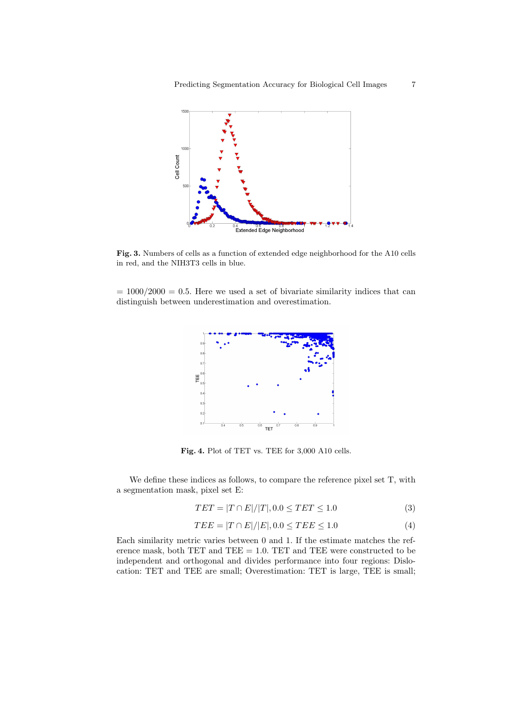**Fig. 3.** Numbers of cells as a function of extended edge neighborhood for the A10 cells in red, and the NIH3T3 cells in blue.

= 1000/2000 = 0.5. Here we used a set of bivariate similarity indices that can distinguish between underestimation and overestimation.

**Fig. 4.** Plot of TET vs. TEE for 3,000 A10 cells.

We define these indices as follows, to compare the reference pixel set T, with a segmentation mask, pixel set E:

$$TET = |T \cap E|/|T|, 0.0 \leq TET \leq 1.0 \tag{3}$$

$$TEE = |T \cap E|/|E|, 0.0 \leq TEE \leq 1.0 \tag{4}$$

Each similarity metric varies between 0 and 1. If the estimate matches the reference mask, both TET and TEE = 1.0. TET and TEE were constructed to be independent and orthogonal and divides performance into four regions: Dislocation: TET and TEE are small; Overestimation: TET is large, TEE is small;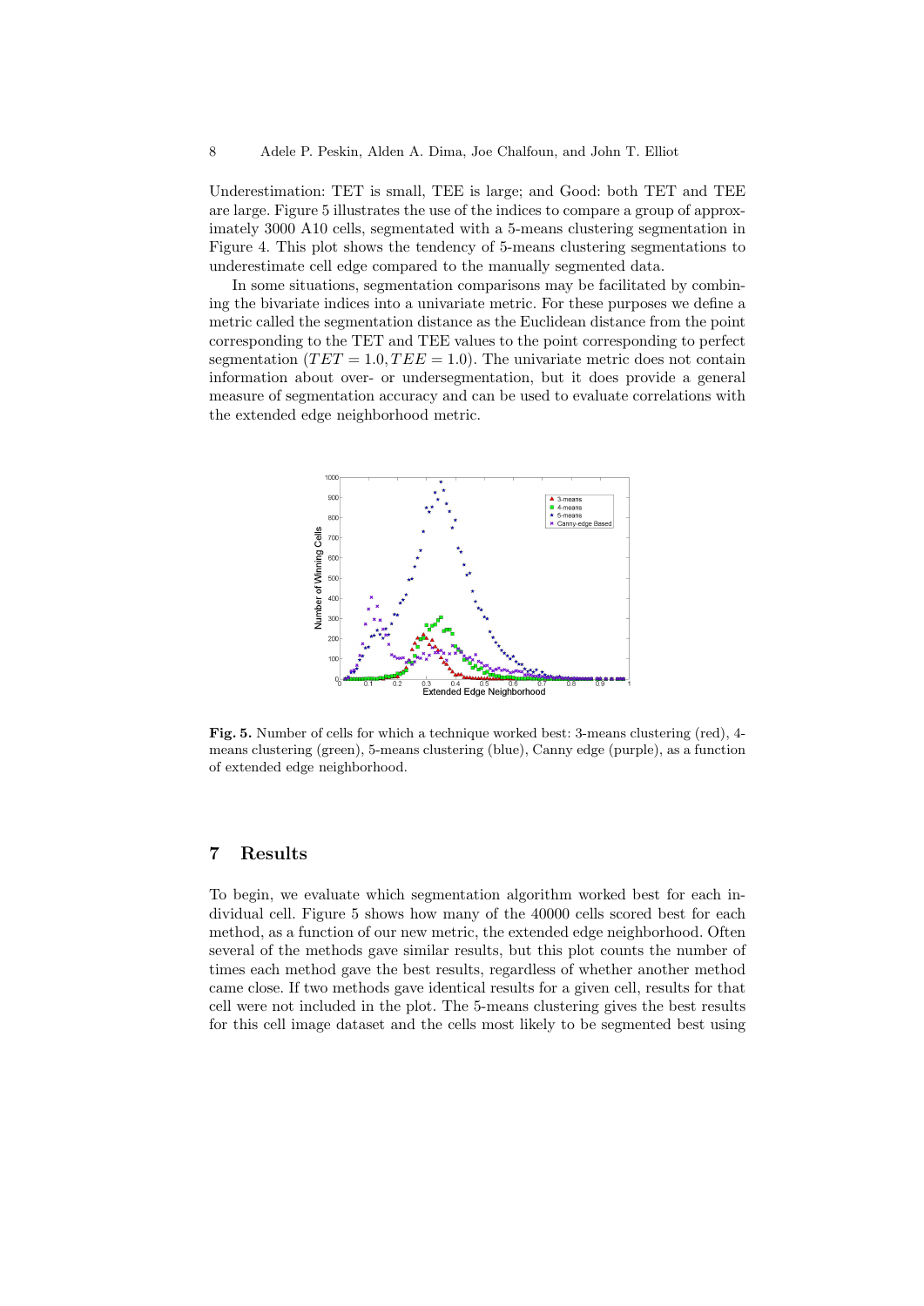Underestimation: TET is small, TEE is large; and Good: both TET and TEE are large. Figure 5 illustrates the use of the indices to compare a group of approximately 3000 A10 cells, segmentated with a 5-means clustering segmentation in Figure 4. This plot shows the tendency of 5-means clustering segmentations to underestimate cell edge compared to the manually segmented data.

In some situations, segmentation comparisons may be facilitated by combining the bivariate indices into a univariate metric. For these purposes we define a metric called the segmentation distance as the Euclidean distance from the point corresponding to the TET and TEE values to the point corresponding to perfect segmentation ($TET = 1.0, TEE = 1.0$). The univariate metric does not contain information about over- or undersegmentation, but it does provide a general measure of segmentation accuracy and can be used to evaluate correlations with the extended edge neighborhood metric.

**Fig. 5.** Number of cells for which a technique worked best: 3-means clustering (red), 4-means clustering (green), 5-means clustering (blue), Canny edge (purple), as a function of extended edge neighborhood.

## 7 Results

To begin, we evaluate which segmentation algorithm worked best for each individual cell. Figure 5 shows how many of the 40000 cells scored best for each method, as a function of our new metric, the extended edge neighborhood. Often several of the methods gave similar results, but this plot counts the number of times each method gave the best results, regardless of whether another method came close. If two methods gave identical results for a given cell, results for that cell were not included in the plot. The 5-means clustering gives the best results for this cell image dataset and the cells most likely to be segmented best using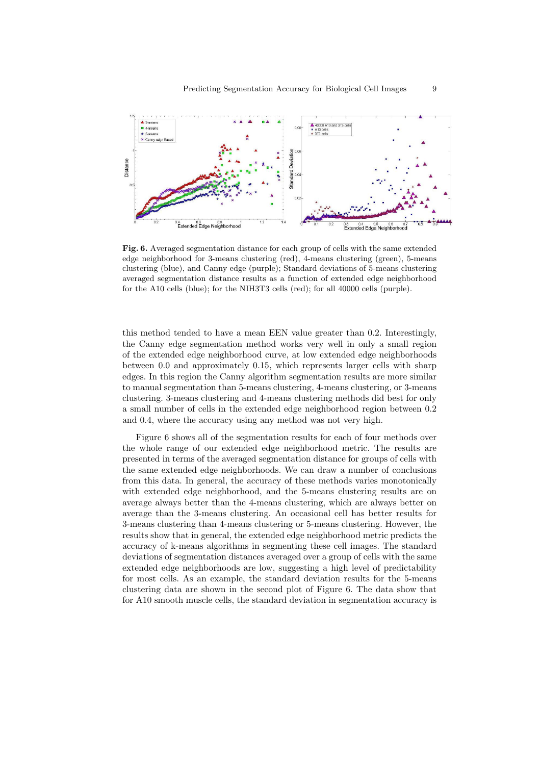**Fig. 6.** Averaged segmentation distance for each group of cells with the same extended edge neighborhood for 3-means clustering (red), 4-means clustering (green), 5-means clustering (blue), and Canny edge (purple); Standard deviations of 5-means clustering averaged segmentation distance results as a function of extended edge neighborhood for the A10 cells (blue); for the NIH3T3 cells (red); for all 40000 cells (purple).

this method tended to have a mean EEN value greater than 0.2. Interestingly, the Canny edge segmentation method works very well in only a small region of the extended edge neighborhood curve, at low extended edge neighborhoods between 0.0 and approximately 0.15, which represents larger cells with sharp edges. In this region the Canny algorithm segmentation results are more similar to manual segmentation than 5-means clustering, 4-means clustering, or 3-means clustering. 3-means clustering and 4-means clustering methods did best for only a small number of cells in the extended edge neighborhood region between 0.2 and 0.4, where the accuracy using any method was not very high.

Figure 6 shows all of the segmentation results for each of four methods over the whole range of our extended edge neighborhood metric. The results are presented in terms of the averaged segmentation distance for groups of cells with the same extended edge neighborhoods. We can draw a number of conclusions from this data. In general, the accuracy of these methods varies monotonically with extended edge neighborhood, and the 5-means clustering results are on average always better than the 4-means clustering, which are always better on average than the 3-means clustering. An occasional cell has better results for 3-means clustering than 4-means clustering or 5-means clustering. However, the results show that in general, the extended edge neighborhood metric predicts the accuracy of k-means algorithms in segmenting these cell images. The standard deviations of segmentation distances averaged over a group of cells with the same extended edge neighborhoods are low, suggesting a high level of predictability for most cells. As an example, the standard deviation results for the 5-means clustering data are shown in the second plot of Figure 6. The data show that for A10 smooth muscle cells, the standard deviation in segmentation accuracy is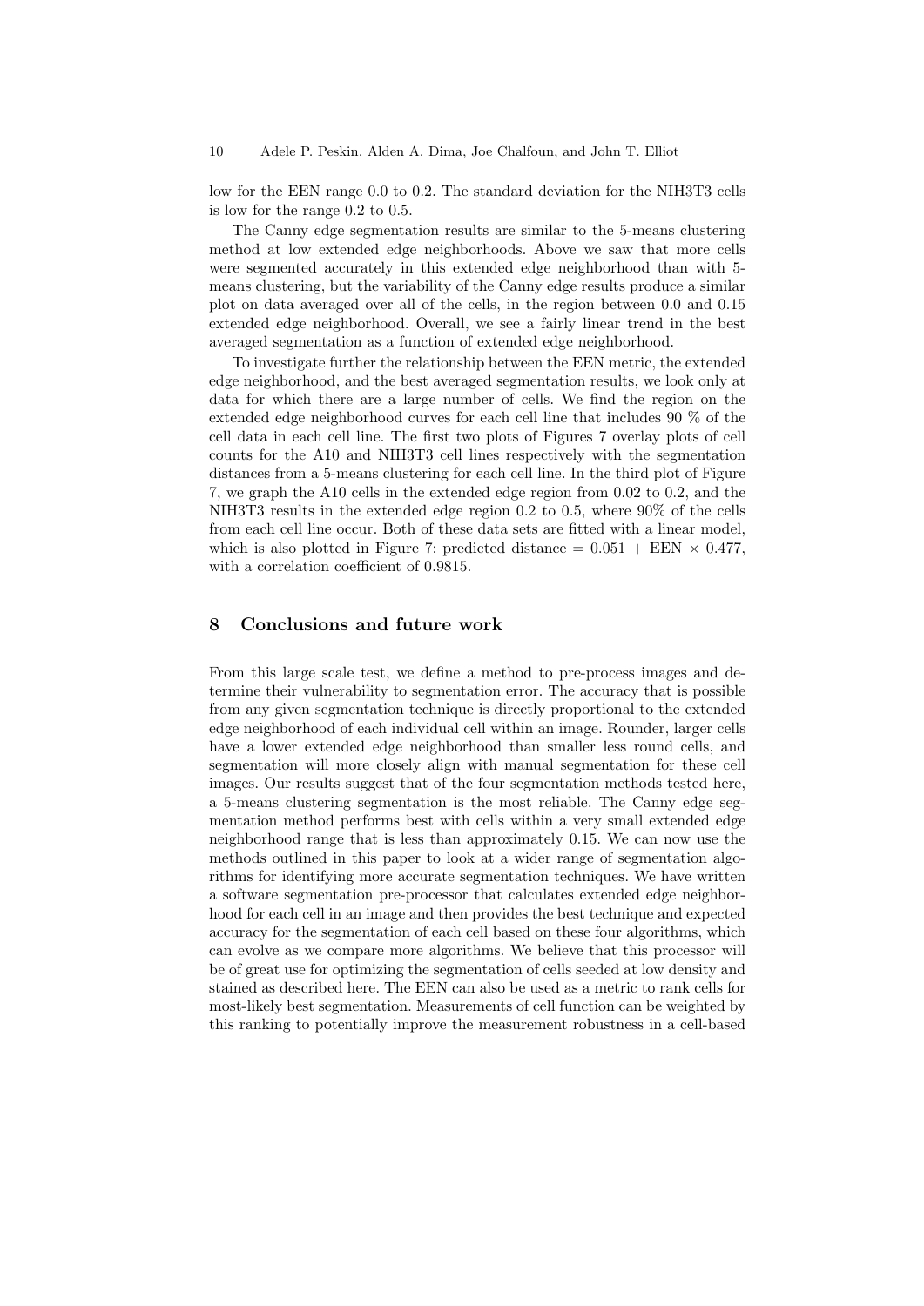low for the EEN range 0.0 to 0.2. The standard deviation for the NIH3T3 cells is low for the range 0.2 to 0.5.

The Canny edge segmentation results are similar to the 5-means clustering method at low extended edge neighborhoods. Above we saw that more cells were segmented accurately in this extended edge neighborhood than with 5-means clustering, but the variability of the Canny edge results produce a similar plot on data averaged over all of the cells, in the region between 0.0 and 0.15 extended edge neighborhood. Overall, we see a fairly linear trend in the best averaged segmentation as a function of extended edge neighborhood.

To investigate further the relationship between the EEN metric, the extended edge neighborhood, and the best averaged segmentation results, we look only at data for which there are a large number of cells. We find the region on the extended edge neighborhood curves for each cell line that includes 90 % of the cell data in each cell line. The first two plots of Figures 7 overlay plots of cell counts for the A10 and NIH3T3 cell lines respectively with the segmentation distances from a 5-means clustering for each cell line. In the third plot of Figure 7, we graph the A10 cells in the extended edge region from 0.02 to 0.2, and the NIH3T3 results in the extended edge region 0.2 to 0.5, where 90% of the cells from each cell line occur. Both of these data sets are fitted with a linear model, which is also plotted in Figure 7: predicted distance = $0.051 + \text{EEN} \times 0.477$, with a correlation coefficient of 0.9815.

## 8 Conclusions and future work

From this large scale test, we define a method to pre-process images and determine their vulnerability to segmentation error. The accuracy that is possible from any given segmentation technique is directly proportional to the extended edge neighborhood of each individual cell within an image. Rounder, larger cells have a lower extended edge neighborhood than smaller less round cells, and segmentation will more closely align with manual segmentation for these cell images. Our results suggest that of the four segmentation methods tested here, a 5-means clustering segmentation is the most reliable. The Canny edge segmentation method performs best with cells within a very small extended edge neighborhood range that is less than approximately 0.15. We can now use the methods outlined in this paper to look at a wider range of segmentation algorithms for identifying more accurate segmentation techniques. We have written a software segmentation pre-processor that calculates extended edge neighborhood for each cell in an image and then provides the best technique and expected accuracy for the segmentation of each cell based on these four algorithms, which can evolve as we compare more algorithms. We believe that this processor will be of great use for optimizing the segmentation of cells seeded at low density and stained as described here. The EEN can also be used as a metric to rank cells for most-likely best segmentation. Measurements of cell function can be weighted by this ranking to potentially improve the measurement robustness in a cell-based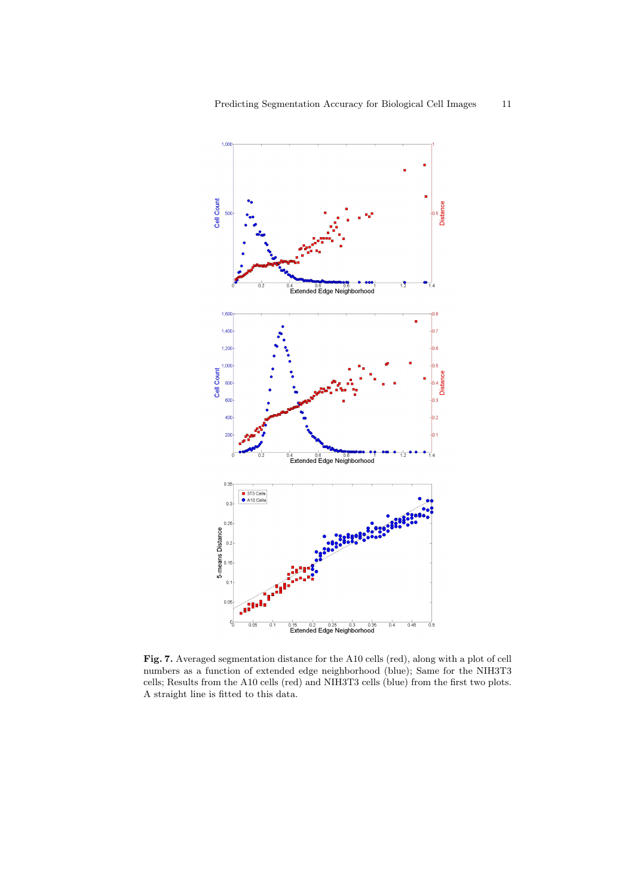**Fig. 7.** Averaged segmentation distance for the A10 cells (red), along with a plot of cell numbers as a function of extended edge neighborhood (blue); Same for the NIH3T3 cells; Results from the A10 cells (red) and NIH3T3 cells (blue) from the first two plots. A straight line is fitted to this data.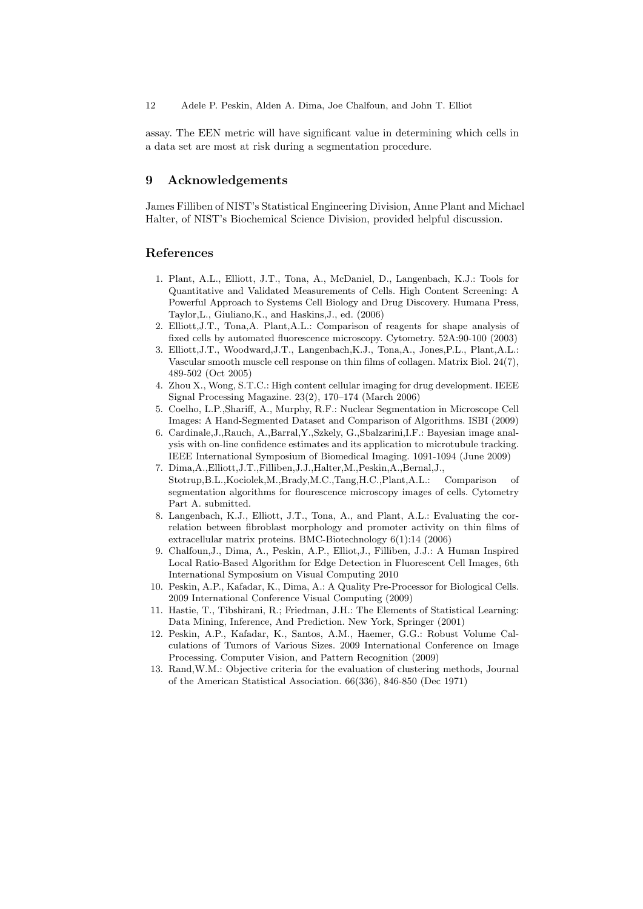assay. The EEN metric will have significant value in determining which cells in a data set are most at risk during a segmentation procedure.

## 9 Acknowledgements

James Filliben of NIST's Statistical Engineering Division, Anne Plant and Michael Halter, of NIST's Biochemical Science Division, provided helpful discussion.

## References

1. Plant, A.L., Elliott, J.T., Tona, A., McDaniel, D., Langenbach, K.J.: Tools for Quantitative and Validated Measurements of Cells. High Content Screening: A Powerful Approach to Systems Cell Biology and Drug Discovery. Humana Press, Taylor,L., Giuliano,K., and Haskins,J., ed. (2006)
2. Elliott,J.T., Tona,A. Plant,A.L.: Comparison of reagents for shape analysis of fixed cells by automated fluorescence microscopy. Cytometry. 52A:90-100 (2003)
3. Elliott,J.T., Woodward,J.T., Langenbach,K.J., Tona,A., Jones,P.L., Plant,A.L.: Vascular smooth muscle cell response on thin films of collagen. Matrix Biol. 24(7), 489-502 (Oct 2005)
4. Zhou X., Wong, S.T.C.: High content cellular imaging for drug development. IEEE Signal Processing Magazine. 23(2), 170–174 (March 2006)
5. Coelho, L.P.,Shariff, A., Murphy, R.F.: Nuclear Segmentation in Microscope Cell Images: A Hand-Segmented Dataset and Comparison of Algorithms. ISBI (2009)
6. Cardinale,J.,Rauch, A.,Barral,Y.,Szkely, G.,Sbalzarini,I.F.: Bayesian image analysis with on-line confidence estimates and its application to microtubule tracking. IEEE International Symposium of Biomedical Imaging. 1091-1094 (June 2009)
7. Dima,A.,Elliott,J.T.,Filliben,J.J.,Halter,M.,Peskin,A.,Bernal,J., Stotrup,B.L.,Kociolek,M.,Brady,M.C.,Tang,H.C.,Plant,A.L.: Comparison of segmentation algorithms for flourescence microscopy images of cells. Cytometry Part A. submitted.
8. Langenbach, K.J., Elliott, J.T., Tona, A., and Plant, A.L.: Evaluating the correlation between fibroblast morphology and promoter activity on thin films of extracellular matrix proteins. BMC-Biotechnology 6(1):14 (2006)
9. Chalfoun,J., Dima, A., Peskin, A.P., Elliot,J., Filliben, J.J.: A Human Inspired Local Ratio-Based Algorithm for Edge Detection in Fluorescent Cell Images, 6th International Symposium on Visual Computing 2010
10. Peskin, A.P., Kafadar, K., Dima, A.: A Quality Pre-Processor for Biological Cells. 2009 International Conference Visual Computing (2009)
11. Hastie, T., Tibshirani, R.; Friedman, J.H.: The Elements of Statistical Learning: Data Mining, Inference, And Prediction. New York, Springer (2001)
12. Peskin, A.P., Kafadar, K., Santos, A.M., Haemer, G.G.: Robust Volume Calculations of Tumors of Various Sizes. 2009 International Conference on Image Processing. Computer Vision, and Pattern Recognition (2009)
13. Rand,W.M.: Objective criteria for the evaluation of clustering methods, Journal of the American Statistical Association. 66(336), 846-850 (Dec 1971)